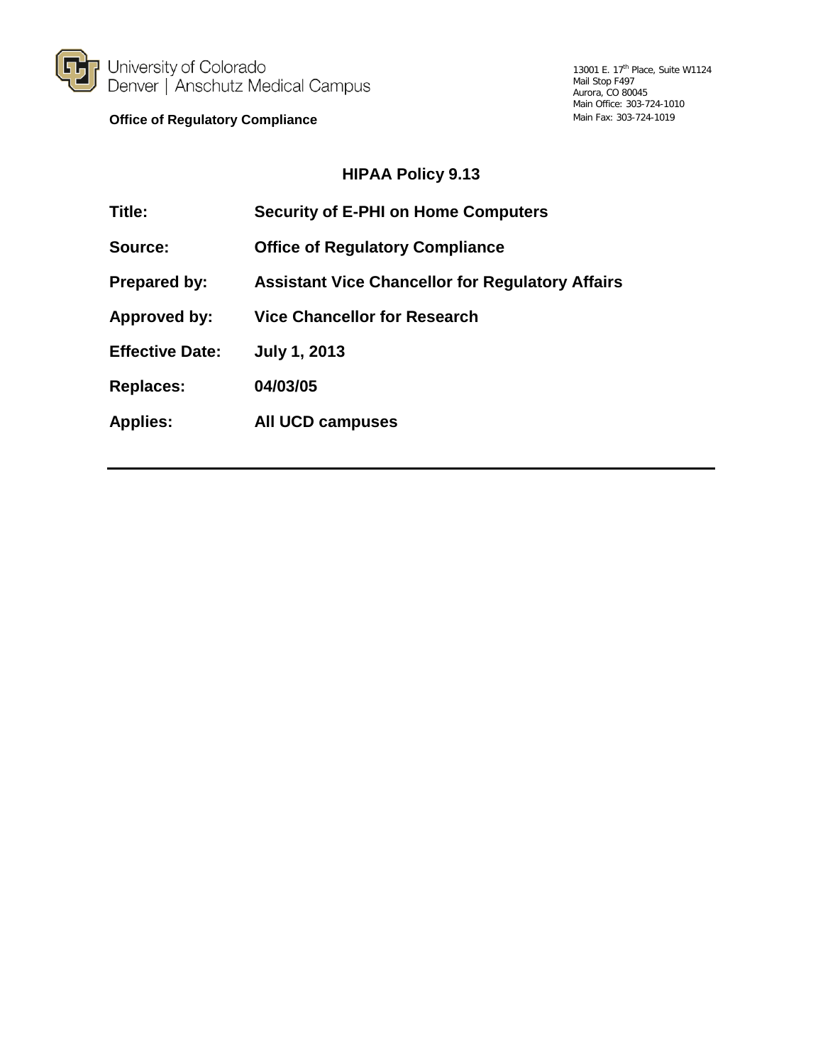University of Colorado
Denver | Anschutz Medical Campus

**Office of Regulatory Compliance**

13001 E. 17th Place, Suite W1124
Mail Stop F497
Aurora, CO 80045
Main Office: 303-724-1010
Main Fax: 303-724-1019

## HIPAA Policy 9.13

| | |
|---|---|
| **Title:** | **Security of E-PHI on Home Computers** |
| **Source:** | **Office of Regulatory Compliance** |
| **Prepared by:** | **Assistant Vice Chancellor for Regulatory Affairs** |
| **Approved by:** | **Vice Chancellor for Research** |
| **Effective Date:** | **July 1, 2013** |
| **Replaces:** | **04/03/05** |
| **Applies:** | **All UCD campuses** |

---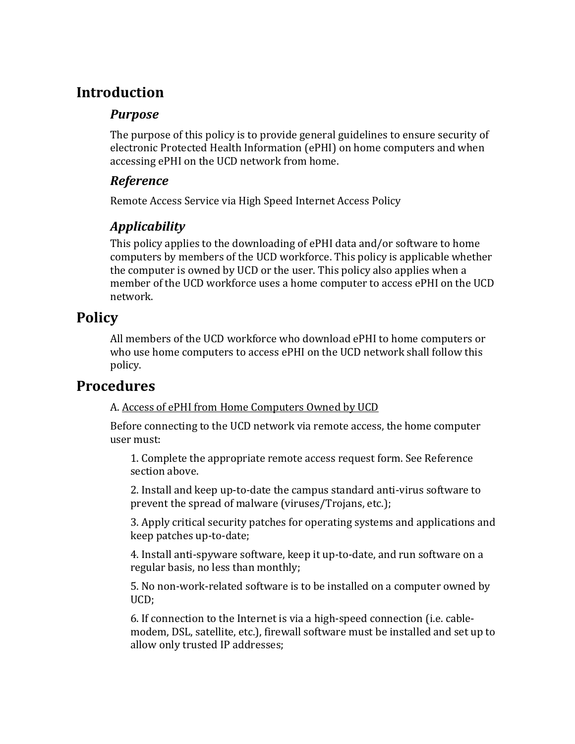# Introduction

## *Purpose*

The purpose of this policy is to provide general guidelines to ensure security of electronic Protected Health Information (ePHI) on home computers and when accessing ePHI on the UCD network from home.

## *Reference*

Remote Access Service via High Speed Internet Access Policy

## *Applicability*

This policy applies to the downloading of ePHI data and/or software to home computers by members of the UCD workforce. This policy is applicable whether the computer is owned by UCD or the user. This policy also applies when a member of the UCD workforce uses a home computer to access ePHI on the UCD network.

# Policy

All members of the UCD workforce who download ePHI to home computers or who use home computers to access ePHI on the UCD network shall follow this policy.

# Procedures

A. Access of ePHI from Home Computers Owned by UCD

Before connecting to the UCD network via remote access, the home computer user must:

1. Complete the appropriate remote access request form. See Reference section above.
2. Install and keep up-to-date the campus standard anti-virus software to prevent the spread of malware (viruses/Trojans, etc.);
3. Apply critical security patches for operating systems and applications and keep patches up-to-date;
4. Install anti-spyware software, keep it up-to-date, and run software on a regular basis, no less than monthly;
5. No non-work-related software is to be installed on a computer owned by UCD;
6. If connection to the Internet is via a high-speed connection (i.e. cable-modem, DSL, satellite, etc.), firewall software must be installed and set up to allow only trusted IP addresses;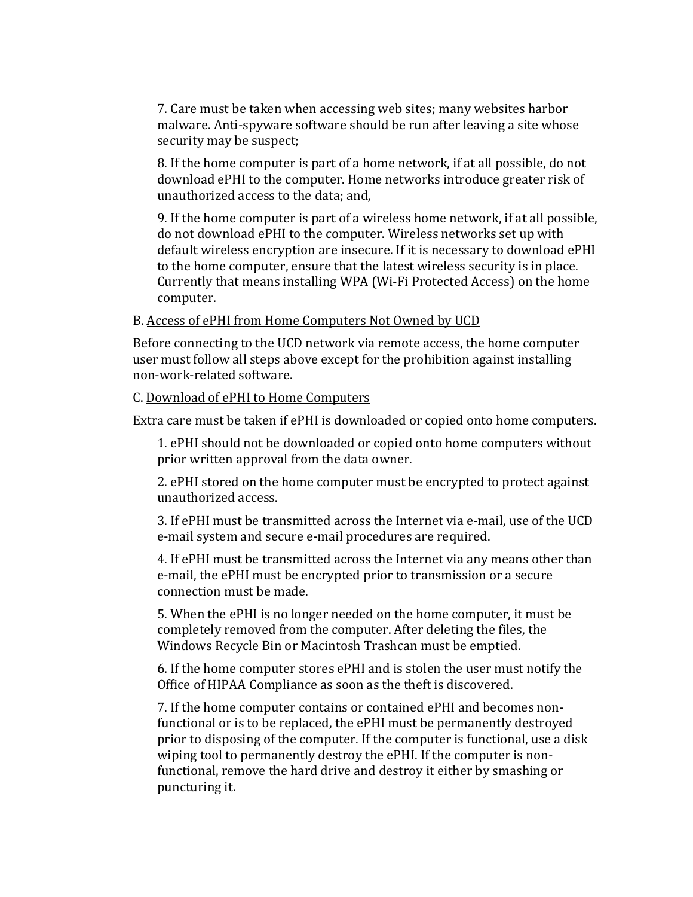7. Care must be taken when accessing web sites; many websites harbor malware. Anti-spyware software should be run after leaving a site whose security may be suspect;

8. If the home computer is part of a home network, if at all possible, do not download ePHI to the computer. Home networks introduce greater risk of unauthorized access to the data; and,

9. If the home computer is part of a wireless home network, if at all possible, do not download ePHI to the computer. Wireless networks set up with default wireless encryption are insecure. If it is necessary to download ePHI to the home computer, ensure that the latest wireless security is in place. Currently that means installing WPA (Wi-Fi Protected Access) on the home computer.

B. <u>Access of ePHI from Home Computers Not Owned by UCD</u>

Before connecting to the UCD network via remote access, the home computer user must follow all steps above except for the prohibition against installing non-work-related software.

C. <u>Download of ePHI to Home Computers</u>

Extra care must be taken if ePHI is downloaded or copied onto home computers.

1. ePHI should not be downloaded or copied onto home computers without prior written approval from the data owner.

2. ePHI stored on the home computer must be encrypted to protect against unauthorized access.

3. If ePHI must be transmitted across the Internet via e-mail, use of the UCD e-mail system and secure e-mail procedures are required.

4. If ePHI must be transmitted across the Internet via any means other than e-mail, the ePHI must be encrypted prior to transmission or a secure connection must be made.

5. When the ePHI is no longer needed on the home computer, it must be completely removed from the computer. After deleting the files, the Windows Recycle Bin or Macintosh Trashcan must be emptied.

6. If the home computer stores ePHI and is stolen the user must notify the Office of HIPAA Compliance as soon as the theft is discovered.

7. If the home computer contains or contained ePHI and becomes non-functional or is to be replaced, the ePHI must be permanently destroyed prior to disposing of the computer. If the computer is functional, use a disk wiping tool to permanently destroy the ePHI. If the computer is non-functional, remove the hard drive and destroy it either by smashing or puncturing it.